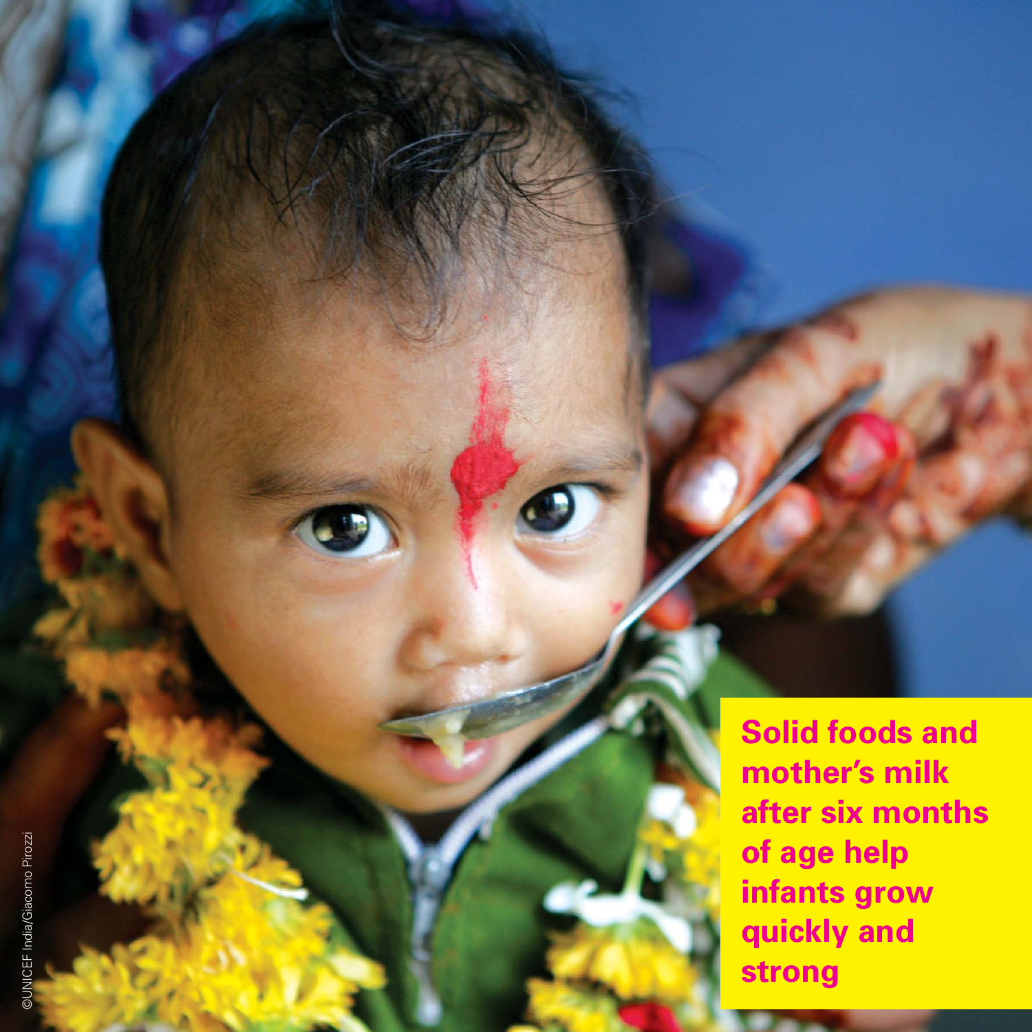**Solid foods and mother's milk after six months of age help infants grow quickly and strong**

©UNICEF India/Giacomo Pirozzi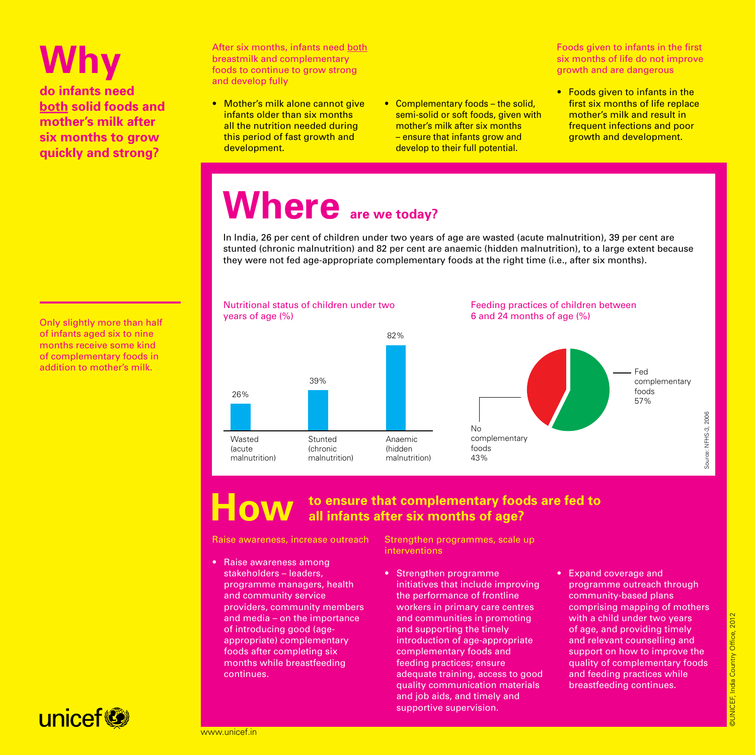# Why

## do infants need both solid foods and mother's milk after six months to grow quickly and strong?

After six months, infants need both breastmilk and complementary foods to continue to grow strong and develop fully

- Mother's milk alone cannot give infants older than six months all the nutrition needed during this period of fast growth and development.
- Complementary foods – the solid, semi-solid or soft foods, given with mother's milk after six months – ensure that infants grow and develop to their full potential.

Foods given to infants in the first six months of life do not improve growth and are dangerous

- Foods given to infants in the first six months of life replace mother's milk and result in frequent infections and poor growth and development.

Only slightly more than half of infants aged six to nine months receive some kind of complementary foods in addition to mother's milk.

# Where are we today?

In India, 26 per cent of children under two years of age are wasted (acute malnutrition), 39 per cent are stunted (chronic malnutrition) and 82 per cent are anaemic (hidden malnutrition), to a large extent because they were not fed age-appropriate complementary foods at the right time (i.e., after six months).

Nutritional status of children under two years of age (%)

26%
Wasted (acute malnutrition)

39%
Stunted (chronic malnutrition)

82%
Anaemic (hidden malnutrition)

Feeding practices of children between 6 and 24 months of age (%)

Fed complementary foods 57%

No complementary foods 43%

Source: NFHS-3, 2006

# How to ensure that complementary foods are fed to all infants after six months of age?

Raise awareness, increase outreach

- Raise awareness among stakeholders – leaders, programme managers, health and community service providers, community members and media – on the importance of introducing good (age-appropriate) complementary foods after completing six months while breastfeeding continues.

Strengthen programmes, scale up interventions

- Strengthen programme initiatives that include improving the performance of frontline workers in primary care centres and communities in promoting and supporting the timely introduction of age-appropriate complementary foods and feeding practices; ensure adequate training, access to good quality communication materials and job aids, and timely and supportive supervision.
- Expand coverage and programme outreach through community-based plans comprising mapping of mothers with a child under two years of age, and providing timely and relevant counselling and support on how to improve the quality of complementary foods and feeding practices while breastfeeding continues.

©UNICEF, India Country Office, 2012

unicef

www.unicef.in